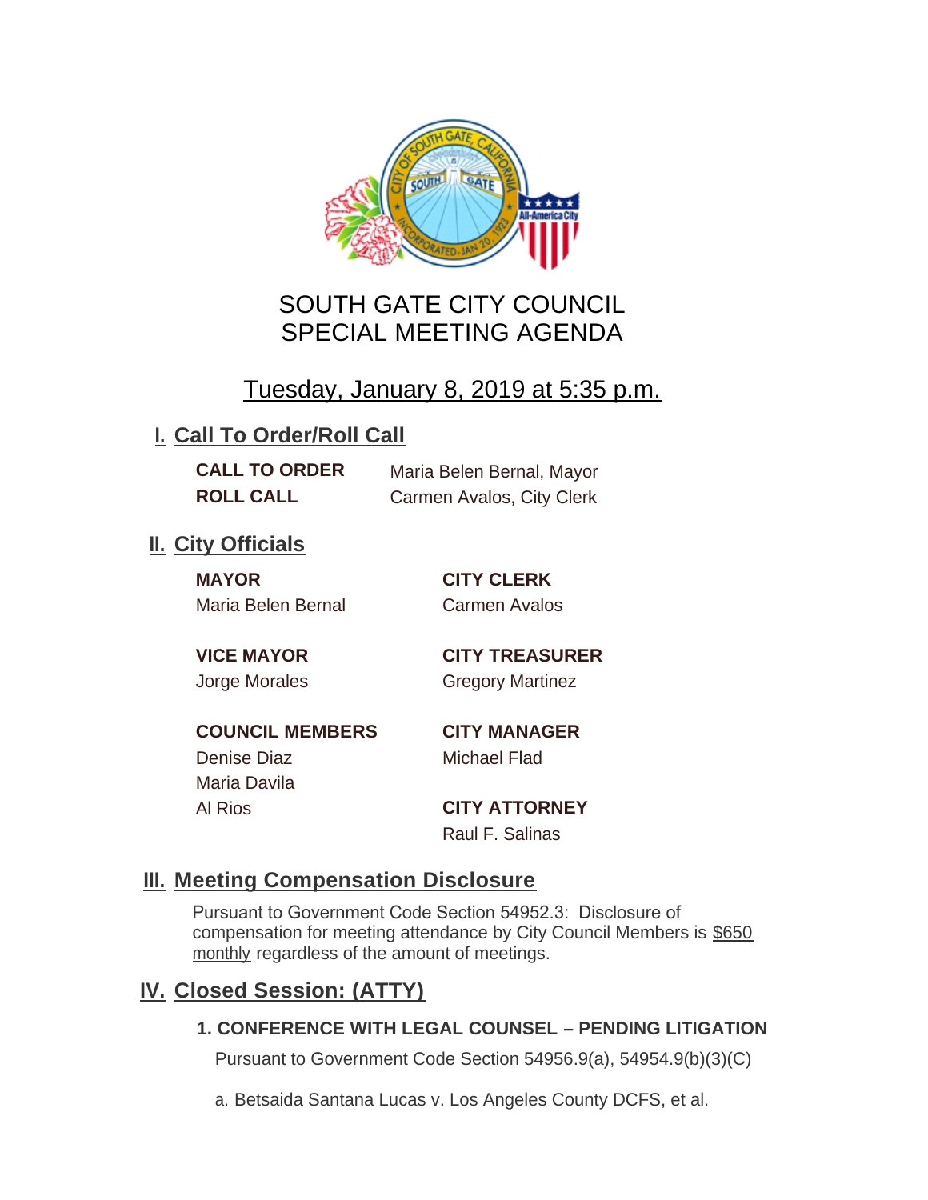# SOUTH GATE CITY COUNCIL
# SPECIAL MEETING AGENDA

## Tuesday, January 8, 2019 at 5:35 p.m.

## I. Call To Order/Roll Call

| | |
|---|---|
| **CALL TO ORDER** | Maria Belen Bernal, Mayor |
| **ROLL CALL** | Carmen Avalos, City Clerk |

## II. City Officials

**MAYOR**
Maria Belen Bernal

**VICE MAYOR**
Jorge Morales

**COUNCIL MEMBERS**
Denise Diaz
Maria Davila
Al Rios

**CITY CLERK**
Carmen Avalos

**CITY TREASURER**
Gregory Martinez

**CITY MANAGER**
Michael Flad

**CITY ATTORNEY**
Raul F. Salinas

## III. Meeting Compensation Disclosure

Pursuant to Government Code Section 54952.3: Disclosure of compensation for meeting attendance by City Council Members is $650 monthly regardless of the amount of meetings.

## IV. Closed Session: (ATTY)

### 1. CONFERENCE WITH LEGAL COUNSEL – PENDING LITIGATION

Pursuant to Government Code Section 54956.9(a), 54954.9(b)(3)(C)

a. Betsaida Santana Lucas v. Los Angeles County DCFS, et al.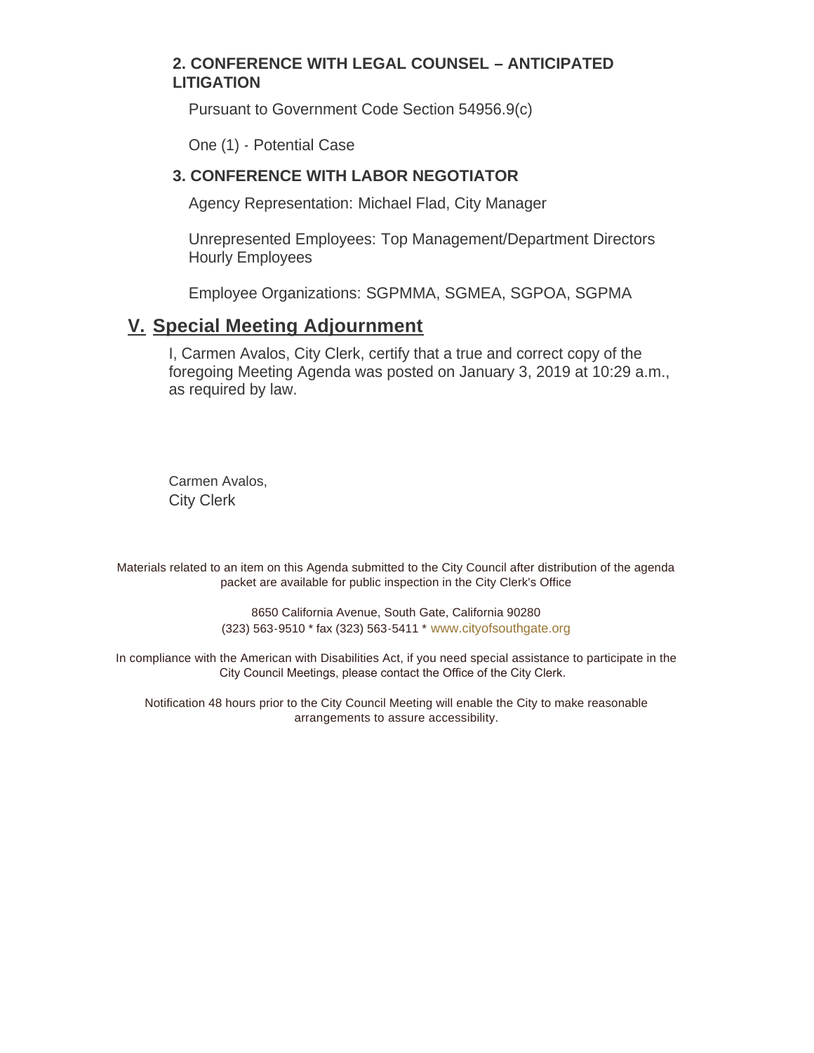### 2. CONFERENCE WITH LEGAL COUNSEL – ANTICIPATED LITIGATION

Pursuant to Government Code Section 54956.9(c)

One (1) - Potential Case

### 3. CONFERENCE WITH LABOR NEGOTIATOR

Agency Representation: Michael Flad, City Manager

Unrepresented Employees: Top Management/Department Directors
Hourly Employees

Employee Organizations: SGPMMA, SGMEA, SGPOA, SGPMA

## V. Special Meeting Adjournment

I, Carmen Avalos, City Clerk, certify that a true and correct copy of the foregoing Meeting Agenda was posted on January 3, 2019 at 10:29 a.m., as required by law.

Carmen Avalos,
City Clerk

Materials related to an item on this Agenda submitted to the City Council after distribution of the agenda packet are available for public inspection in the City Clerk's Office

8650 California Avenue, South Gate, California 90280
(323) 563-9510 * fax (323) 563-5411 * www.cityofsouthgate.org

In compliance with the American with Disabilities Act, if you need special assistance to participate in the City Council Meetings, please contact the Office of the City Clerk.

Notification 48 hours prior to the City Council Meeting will enable the City to make reasonable arrangements to assure accessibility.